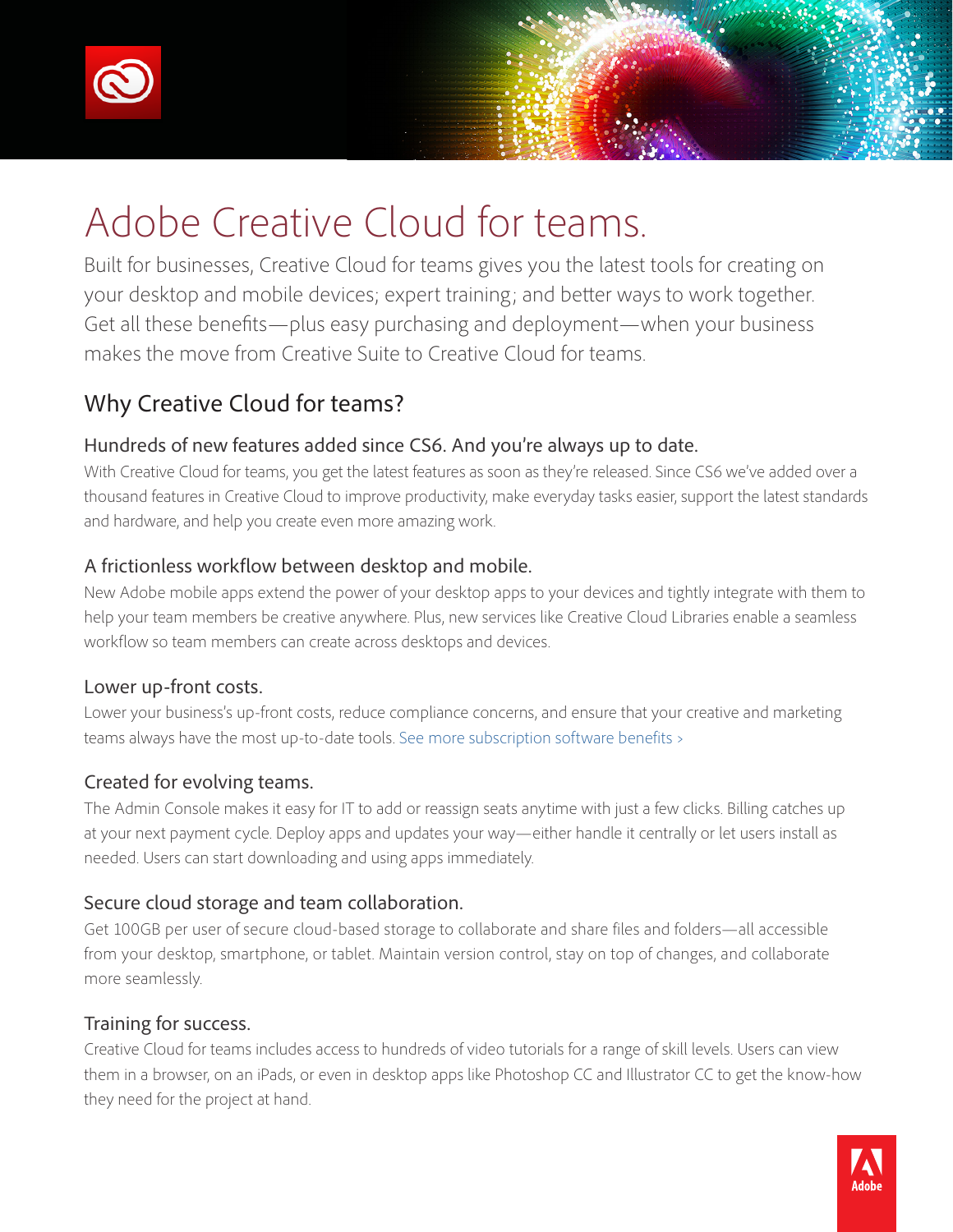# Adobe Creative Cloud for teams.

Built for businesses, Creative Cloud for teams gives you the latest tools for creating on your desktop and mobile devices; expert training; and better ways to work together. Get all these benefits—plus easy purchasing and deployment—when your business makes the move from Creative Suite to Creative Cloud for teams.

## Why Creative Cloud for teams?

### Hundreds of new features added since CS6. And you're always up to date.

With Creative Cloud for teams, you get the latest features as soon as they're released. Since CS6 we've added over a thousand features in Creative Cloud to improve productivity, make everyday tasks easier, support the latest standards and hardware, and help you create even more amazing work.

### A frictionless workflow between desktop and mobile.

New Adobe mobile apps extend the power of your desktop apps to your devices and tightly integrate with them to help your team members be creative anywhere. Plus, new services like Creative Cloud Libraries enable a seamless workflow so team members can create across desktops and devices.

### Lower up-front costs.

Lower your business's up-front costs, reduce compliance concerns, and ensure that your creative and marketing teams always have the most up-to-date tools. See more subscription software benefits ›

### Created for evolving teams.

The Admin Console makes it easy for IT to add or reassign seats anytime with just a few clicks. Billing catches up at your next payment cycle. Deploy apps and updates your way—either handle it centrally or let users install as needed. Users can start downloading and using apps immediately.

### Secure cloud storage and team collaboration.

Get 100GB per user of secure cloud-based storage to collaborate and share files and folders—all accessible from your desktop, smartphone, or tablet. Maintain version control, stay on top of changes, and collaborate more seamlessly.

### Training for success.

Creative Cloud for teams includes access to hundreds of video tutorials for a range of skill levels. Users can view them in a browser, on an iPads, or even in desktop apps like Photoshop CC and Illustrator CC to get the know-how they need for the project at hand.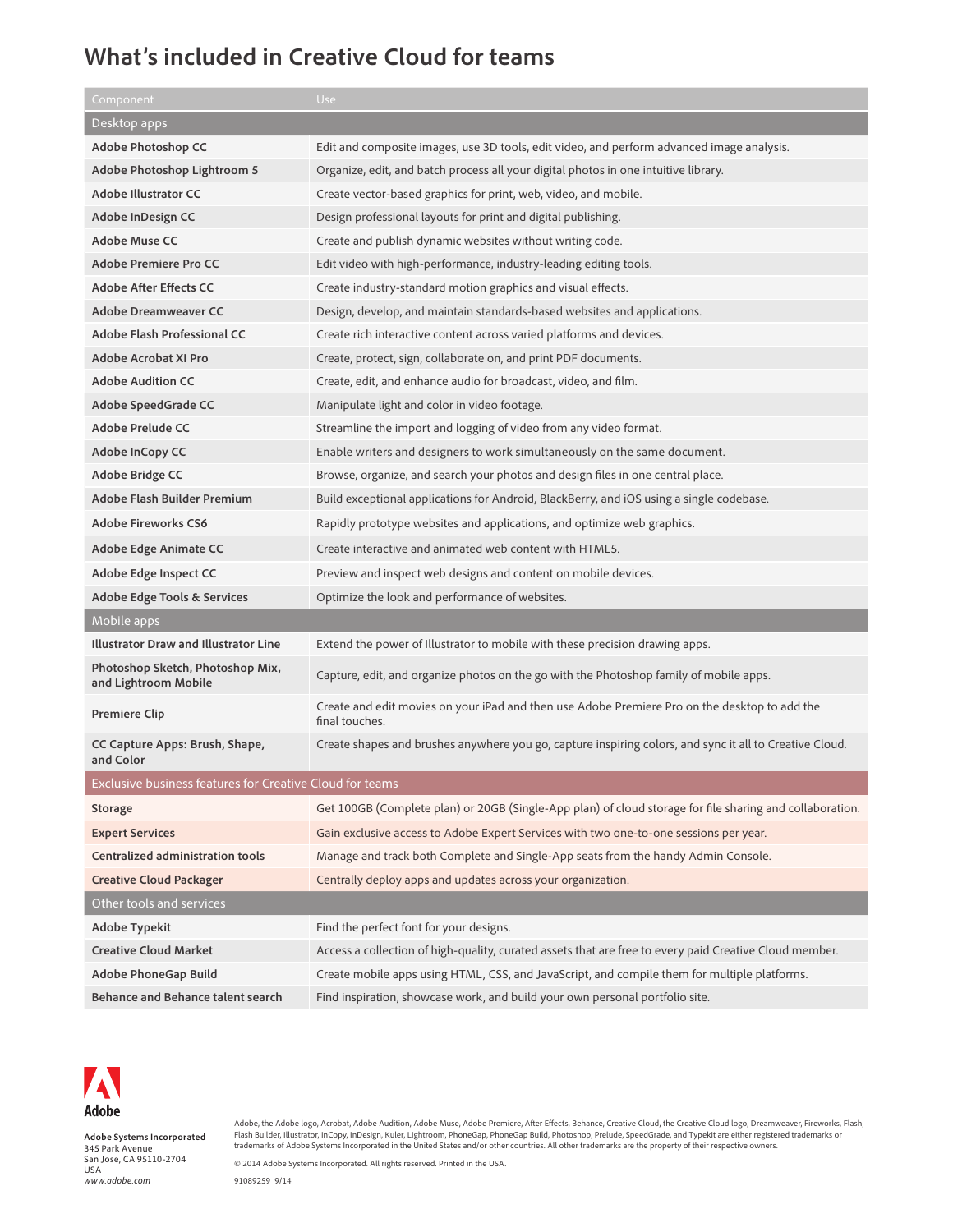# What's included in Creative Cloud for teams

| Component | Use |
|---|---|
| **Desktop apps** | |
| **Adobe Photoshop CC** | Edit and composite images, use 3D tools, edit video, and perform advanced image analysis. |
| **Adobe Photoshop Lightroom 5** | Organize, edit, and batch process all your digital photos in one intuitive library. |
| **Adobe Illustrator CC** | Create vector-based graphics for print, web, video, and mobile. |
| **Adobe InDesign CC** | Design professional layouts for print and digital publishing. |
| **Adobe Muse CC** | Create and publish dynamic websites without writing code. |
| **Adobe Premiere Pro CC** | Edit video with high-performance, industry-leading editing tools. |
| **Adobe After Effects CC** | Create industry-standard motion graphics and visual effects. |
| **Adobe Dreamweaver CC** | Design, develop, and maintain standards-based websites and applications. |
| **Adobe Flash Professional CC** | Create rich interactive content across varied platforms and devices. |
| **Adobe Acrobat XI Pro** | Create, protect, sign, collaborate on, and print PDF documents. |
| **Adobe Audition CC** | Create, edit, and enhance audio for broadcast, video, and film. |
| **Adobe SpeedGrade CC** | Manipulate light and color in video footage. |
| **Adobe Prelude CC** | Streamline the import and logging of video from any video format. |
| **Adobe InCopy CC** | Enable writers and designers to work simultaneously on the same document. |
| **Adobe Bridge CC** | Browse, organize, and search your photos and design files in one central place. |
| **Adobe Flash Builder Premium** | Build exceptional applications for Android, BlackBerry, and iOS using a single codebase. |
| **Adobe Fireworks CS6** | Rapidly prototype websites and applications, and optimize web graphics. |
| **Adobe Edge Animate CC** | Create interactive and animated web content with HTML5. |
| **Adobe Edge Inspect CC** | Preview and inspect web designs and content on mobile devices. |
| **Adobe Edge Tools & Services** | Optimize the look and performance of websites. |
| **Mobile apps** | |
| **Illustrator Draw and Illustrator Line** | Extend the power of Illustrator to mobile with these precision drawing apps. |
| **Photoshop Sketch, Photoshop Mix, and Lightroom Mobile** | Capture, edit, and organize photos on the go with the Photoshop family of mobile apps. |
| **Premiere Clip** | Create and edit movies on your iPad and then use Adobe Premiere Pro on the desktop to add the final touches. |
| **CC Capture Apps: Brush, Shape, and Color** | Create shapes and brushes anywhere you go, capture inspiring colors, and sync it all to Creative Cloud. |
| **Exclusive business features for Creative Cloud for teams** | |
| **Storage** | Get 100GB (Complete plan) or 20GB (Single-App plan) of cloud storage for file sharing and collaboration. |
| **Expert Services** | Gain exclusive access to Adobe Expert Services with two one-to-one sessions per year. |
| **Centralized administration tools** | Manage and track both Complete and Single-App seats from the handy Admin Console. |
| **Creative Cloud Packager** | Centrally deploy apps and updates across your organization. |
| **Other tools and services** | |
| **Adobe Typekit** | Find the perfect font for your designs. |
| **Creative Cloud Market** | Access a collection of high-quality, curated assets that are free to every paid Creative Cloud member. |
| **Adobe PhoneGap Build** | Create mobile apps using HTML, CSS, and JavaScript, and compile them for multiple platforms. |
| **Behance and Behance talent search** | Find inspiration, showcase work, and build your own personal portfolio site. |

Adobe

**Adobe Systems Incorporated**
345 Park Avenue
San Jose, CA 95110-2704
USA
*www.adobe.com*

Adobe, the Adobe logo, Acrobat, Adobe Audition, Adobe Muse, Adobe Premiere, After Effects, Behance, Creative Cloud, the Creative Cloud logo, Dreamweaver, Fireworks, Flash, Flash Builder, Illustrator, InCopy, InDesign, Kuler, Lightroom, PhoneGap, PhoneGap Build, Photoshop, Prelude, SpeedGrade, and Typekit are either registered trademarks or trademarks of Adobe Systems Incorporated in the United States and/or other countries. All other trademarks are the property of their respective owners.

© 2014 Adobe Systems Incorporated. All rights reserved. Printed in the USA.

91089259 9/14